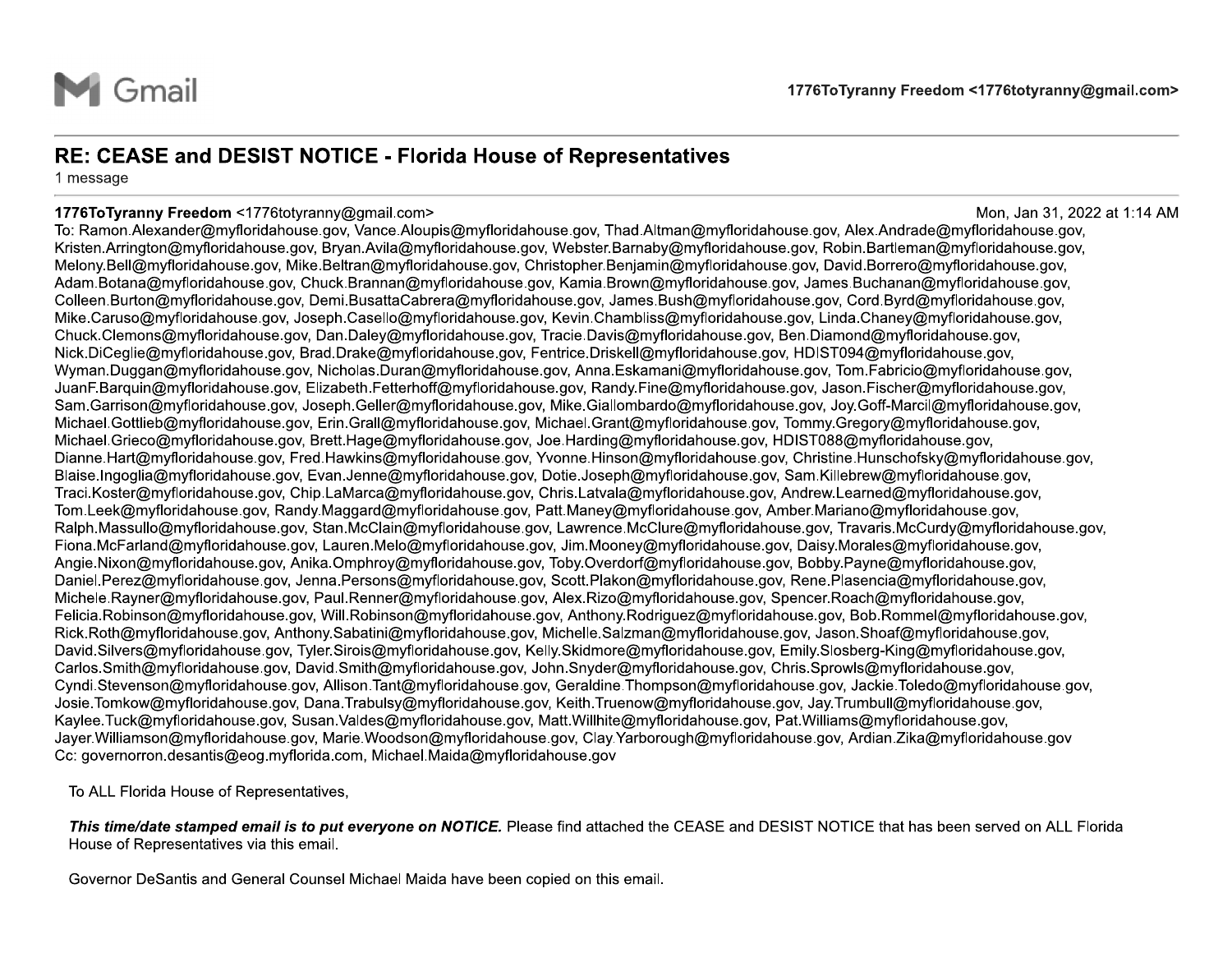Gmail

1776ToTyranny Freedom <1776totyranny@gmail.com>

# RE: CEASE and DESIST NOTICE - Florida House of Representatives

1 message

**1776ToTyranny Freedom** <1776totyranny@gmail.com>  
Mon, Jan 31, 2022 at 1:14 AM

To: Ramon.Alexander@myfloridahouse.gov, Vance.Aloupis@myfloridahouse.gov, Thad.Altman@myfloridahouse.gov, Alex.Andrade@myfloridahouse.gov, Kristen.Arrington@myfloridahouse.gov, Bryan.Avila@myfloridahouse.gov, Webster.Barnaby@myfloridahouse.gov, Robin.Bartleman@myfloridahouse.gov, Melony.Bell@myfloridahouse.gov, Mike.Beltran@myfloridahouse.gov, Christopher.Benjamin@myfloridahouse.gov, David.Borrero@myfloridahouse.gov, Adam.Botana@myfloridahouse.gov, Chuck.Brannan@myfloridahouse.gov, Kamia.Brown@myfloridahouse.gov, James.Buchanan@myfloridahouse.gov, Colleen.Burton@myfloridahouse.gov, Demi.BusattaCabrera@myfloridahouse.gov, James.Bush@myfloridahouse.gov, Cord.Byrd@myfloridahouse.gov, Mike.Caruso@myfloridahouse.gov, Joseph.Casello@myfloridahouse.gov, Kevin.Chambliss@myfloridahouse.gov, Linda.Chaney@myfloridahouse.gov, Chuck.Clemons@myfloridahouse.gov, Dan.Daley@myfloridahouse.gov, Tracie.Davis@myfloridahouse.gov, Ben.Diamond@myfloridahouse.gov, Nick.DiCeglie@myfloridahouse.gov, Brad.Drake@myfloridahouse.gov, Fentrice.Driskell@myfloridahouse.gov, HDIST094@myfloridahouse.gov, Wyman.Duggan@myfloridahouse.gov, Nicholas.Duran@myfloridahouse.gov, Anna.Eskamani@myfloridahouse.gov, Tom.Fabricio@myfloridahouse.gov, JuanF.Barquin@myfloridahouse.gov, Elizabeth.Fetterhoff@myfloridahouse.gov, Randy.Fine@myfloridahouse.gov, Jason.Fischer@myfloridahouse.gov, Sam.Garrison@myfloridahouse.gov, Joseph.Geller@myfloridahouse.gov, Mike.Giallombardo@myfloridahouse.gov, Joy.Goff-Marcil@myfloridahouse.gov, Michael.Gottlieb@myfloridahouse.gov, Erin.Grall@myfloridahouse.gov, Michael.Grant@myfloridahouse.gov, Tommy.Gregory@myfloridahouse.gov, Michael.Grieco@myfloridahouse.gov, Brett.Hage@myfloridahouse.gov, Joe.Harding@myfloridahouse.gov, HDIST088@myfloridahouse.gov, Dianne.Hart@myfloridahouse.gov, Fred.Hawkins@myfloridahouse.gov, Yvonne.Hinson@myfloridahouse.gov, Christine.Hunschofsky@myfloridahouse.gov, Blaise.Ingoglia@myfloridahouse.gov, Evan.Jenne@myfloridahouse.gov, Dotie.Joseph@myfloridahouse.gov, Sam.Killebrew@myfloridahouse.gov, Traci.Koster@myfloridahouse.gov, Chip.LaMarca@myfloridahouse.gov, Chris.Latvala@myfloridahouse.gov, Andrew.Learned@myfloridahouse.gov, Tom.Leek@myfloridahouse.gov, Randy.Maggard@myfloridahouse.gov, Patt.Maney@myfloridahouse.gov, Amber.Mariano@myfloridahouse.gov, Ralph.Massullo@myfloridahouse.gov, Stan.McClain@myfloridahouse.gov, Lawrence.McClure@myfloridahouse.gov, Travaris.McCurdy@myfloridahouse.gov, Fiona.McFarland@myfloridahouse.gov, Lauren.Melo@myfloridahouse.gov, Jim.Mooney@myfloridahouse.gov, Daisy.Morales@myfloridahouse.gov, Angie.Nixon@myfloridahouse.gov, Anika.Omphroy@myfloridahouse.gov, Toby.Overdorf@myfloridahouse.gov, Bobby.Payne@myfloridahouse.gov, Daniel.Perez@myfloridahouse.gov, Jenna.Persons@myfloridahouse.gov, Scott.Plakon@myfloridahouse.gov, Rene.Plasencia@myfloridahouse.gov, Michele.Rayner@myfloridahouse.gov, Paul.Renner@myfloridahouse.gov, Alex.Rizo@myfloridahouse.gov, Spencer.Roach@myfloridahouse.gov, Felicia.Robinson@myfloridahouse.gov, Will.Robinson@myfloridahouse.gov, Anthony.Rodriguez@myfloridahouse.gov, Bob.Rommel@myfloridahouse.gov, Rick.Roth@myfloridahouse.gov, Anthony.Sabatini@myfloridahouse.gov, Michelle.Salzman@myfloridahouse.gov, Jason.Shoaf@myfloridahouse.gov, David.Silvers@myfloridahouse.gov, Tyler.Sirois@myfloridahouse.gov, Kelly.Skidmore@myfloridahouse.gov, Emily.Slosberg-King@myfloridahouse.gov, Carlos.Smith@myfloridahouse.gov, David.Smith@myfloridahouse.gov, John.Snyder@myfloridahouse.gov, Chris.Sprowls@myfloridahouse.gov, Cyndi.Stevenson@myfloridahouse.gov, Allison.Tant@myfloridahouse.gov, Geraldine.Thompson@myfloridahouse.gov, Jackie.Toledo@myfloridahouse.gov, Josie.Tomkow@myfloridahouse.gov, Dana.Trabulsy@myfloridahouse.gov, Keith.Truenow@myfloridahouse.gov, Jay.Trumbull@myfloridahouse.gov, Kaylee.Tuck@myfloridahouse.gov, Susan.Valdes@myfloridahouse.gov, Matt.Willhite@myfloridahouse.gov, Pat.Williams@myfloridahouse.gov, Jayer.Williamson@myfloridahouse.gov, Marie.Woodson@myfloridahouse.gov, Clay.Yarborough@myfloridahouse.gov, Ardian.Zika@myfloridahouse.gov  
Cc: governorron.desantis@eog.myflorida.com, Michael.Maida@myfloridahouse.gov

To ALL Florida House of Representatives,

***This time/date stamped email is to put everyone on NOTICE.*** Please find attached the CEASE and DESIST NOTICE that has been served on ALL Florida House of Representatives via this email.

Governor DeSantis and General Counsel Michael Maida have been copied on this email.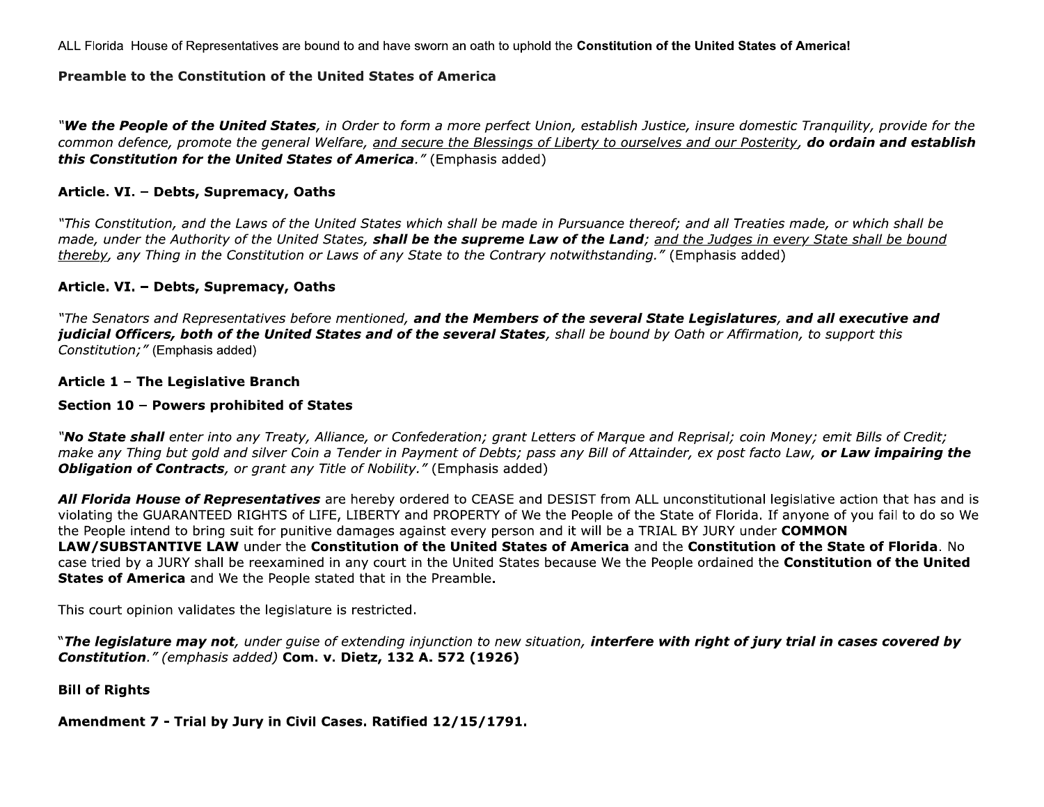ALL Florida House of Representatives are bound to and have sworn an oath to uphold the **Constitution of the United States of America!**

**Preamble to the Constitution of the United States of America**

*"**We the People of the United States**, in Order to form a more perfect Union, establish Justice, insure domestic Tranquility, provide for the common defence, promote the general Welfare, <u>and secure the Blessings of Liberty to ourselves and our Posterity</u>, **do ordain and establish this Constitution for the United States of America**."* (Emphasis added)

**Article. VI. – Debts, Supremacy, Oaths**

*"This Constitution, and the Laws of the United States which shall be made in Pursuance thereof; and all Treaties made, or which shall be made, under the Authority of the United States, **shall be the supreme Law of the Land**; <u>and the Judges in every State shall be bound thereby</u>, any Thing in the Constitution or Laws of any State to the Contrary notwithstanding."* (Emphasis added)

**Article. VI. – Debts, Supremacy, Oaths**

*"The Senators and Representatives before mentioned, **and the Members of the several State Legislatures**, **and all executive and judicial Officers, both of the United States and of the several States**, shall be bound by Oath or Affirmation, to support this Constitution;"* (Emphasis added)

**Article 1 – The Legislative Branch**

**Section 10 – Powers prohibited of States**

*"**No State shall** enter into any Treaty, Alliance, or Confederation; grant Letters of Marque and Reprisal; coin Money; emit Bills of Credit; make any Thing but gold and silver Coin a Tender in Payment of Debts; pass any Bill of Attainder, ex post facto Law, **or Law impairing the Obligation of Contracts**, or grant any Title of Nobility."* (Emphasis added)

***All Florida House of Representatives*** are hereby ordered to CEASE and DESIST from ALL unconstitutional legislative action that has and is violating the GUARANTEED RIGHTS of LIFE, LIBERTY and PROPERTY of We the People of the State of Florida. If anyone of you fail to do so We the People intend to bring suit for punitive damages against every person and it will be a TRIAL BY JURY under **COMMON LAW/SUBSTANTIVE LAW** under the **Constitution of the United States of America** and the **Constitution of the State of Florida**. No case tried by a JURY shall be reexamined in any court in the United States because We the People ordained the **Constitution of the United States of America** and We the People stated that in the Preamble.

This court opinion validates the legislature is restricted.

"***The legislature may not**, under guise of extending injunction to new situation, **interfere with right of jury trial in cases covered by Constitution**." (emphasis added)* **Com. v. Dietz, 132 A. 572 (1926)**

**Bill of Rights**

**Amendment 7 - Trial by Jury in Civil Cases. Ratified 12/15/1791.**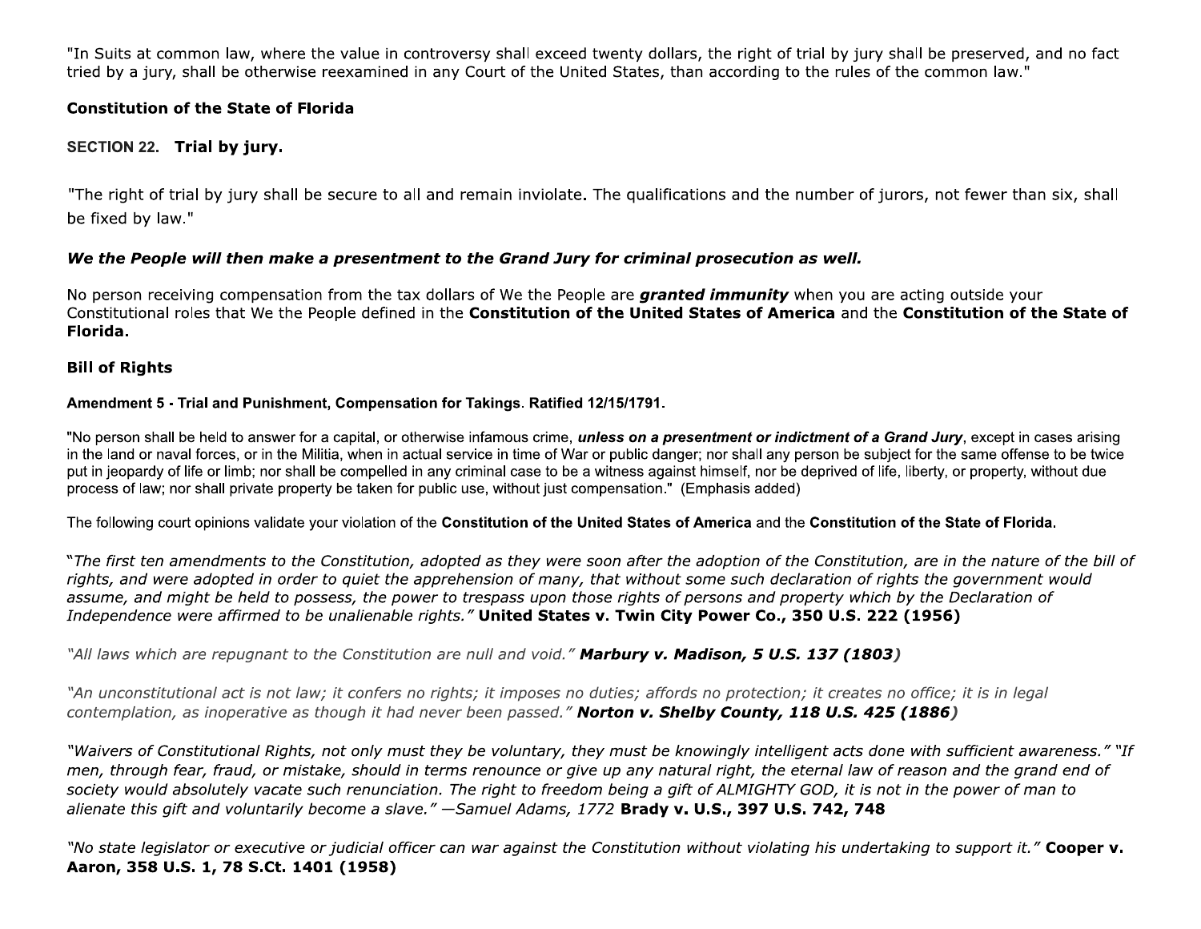"In Suits at common law, where the value in controversy shall exceed twenty dollars, the right of trial by jury shall be preserved, and no fact tried by a jury, shall be otherwise reexamined in any Court of the United States, than according to the rules of the common law."

**Constitution of the State of Florida**

**SECTION 22. Trial by jury.**

"The right of trial by jury shall be secure to all and remain inviolate. The qualifications and the number of jurors, not fewer than six, shall be fixed by law."

***We the People will then make a presentment to the Grand Jury for criminal prosecution as well.***

No person receiving compensation from the tax dollars of We the People are ***granted immunity*** when you are acting outside your Constitutional roles that We the People defined in the **Constitution of the United States of America** and the **Constitution of the State of Florida.**

**Bill of Rights**

**Amendment 5 - Trial and Punishment, Compensation for Takings. Ratified 12/15/1791.**

"No person shall be held to answer for a capital, or otherwise infamous crime, ***unless on a presentment or indictment of a Grand Jury***, except in cases arising in the land or naval forces, or in the Militia, when in actual service in time of War or public danger; nor shall any person be subject for the same offense to be twice put in jeopardy of life or limb; nor shall be compelled in any criminal case to be a witness against himself, nor be deprived of life, liberty, or property, without due process of law; nor shall private property be taken for public use, without just compensation." (Emphasis added)

The following court opinions validate your violation of the **Constitution of the United States of America** and the **Constitution of the State of Florida.**

*"The first ten amendments to the Constitution, adopted as they were soon after the adoption of the Constitution, are in the nature of the bill of rights, and were adopted in order to quiet the apprehension of many, that without some such declaration of rights the government would assume, and might be held to possess, the power to trespass upon those rights of persons and property which by the Declaration of Independence were affirmed to be unalienable rights."* **United States v. Twin City Power Co., 350 U.S. 222 (1956)**

*"All laws which are repugnant to the Constitution are null and void."* ***Marbury v. Madison, 5 U.S. 137 (1803)***

*"An unconstitutional act is not law; it confers no rights; it imposes no duties; affords no protection; it creates no office; it is in legal contemplation, as inoperative as though it had never been passed."* ***Norton v. Shelby County, 118 U.S. 425 (1886)***

*"Waivers of Constitutional Rights, not only must they be voluntary, they must be knowingly intelligent acts done with sufficient awareness." "If men, through fear, fraud, or mistake, should in terms renounce or give up any natural right, the eternal law of reason and the grand end of society would absolutely vacate such renunciation. The right to freedom being a gift of ALMIGHTY GOD, it is not in the power of man to alienate this gift and voluntarily become a slave." —Samuel Adams, 1772* **Brady v. U.S., 397 U.S. 742, 748**

*"No state legislator or executive or judicial officer can war against the Constitution without violating his undertaking to support it."* **Cooper v. Aaron, 358 U.S. 1, 78 S.Ct. 1401 (1958)**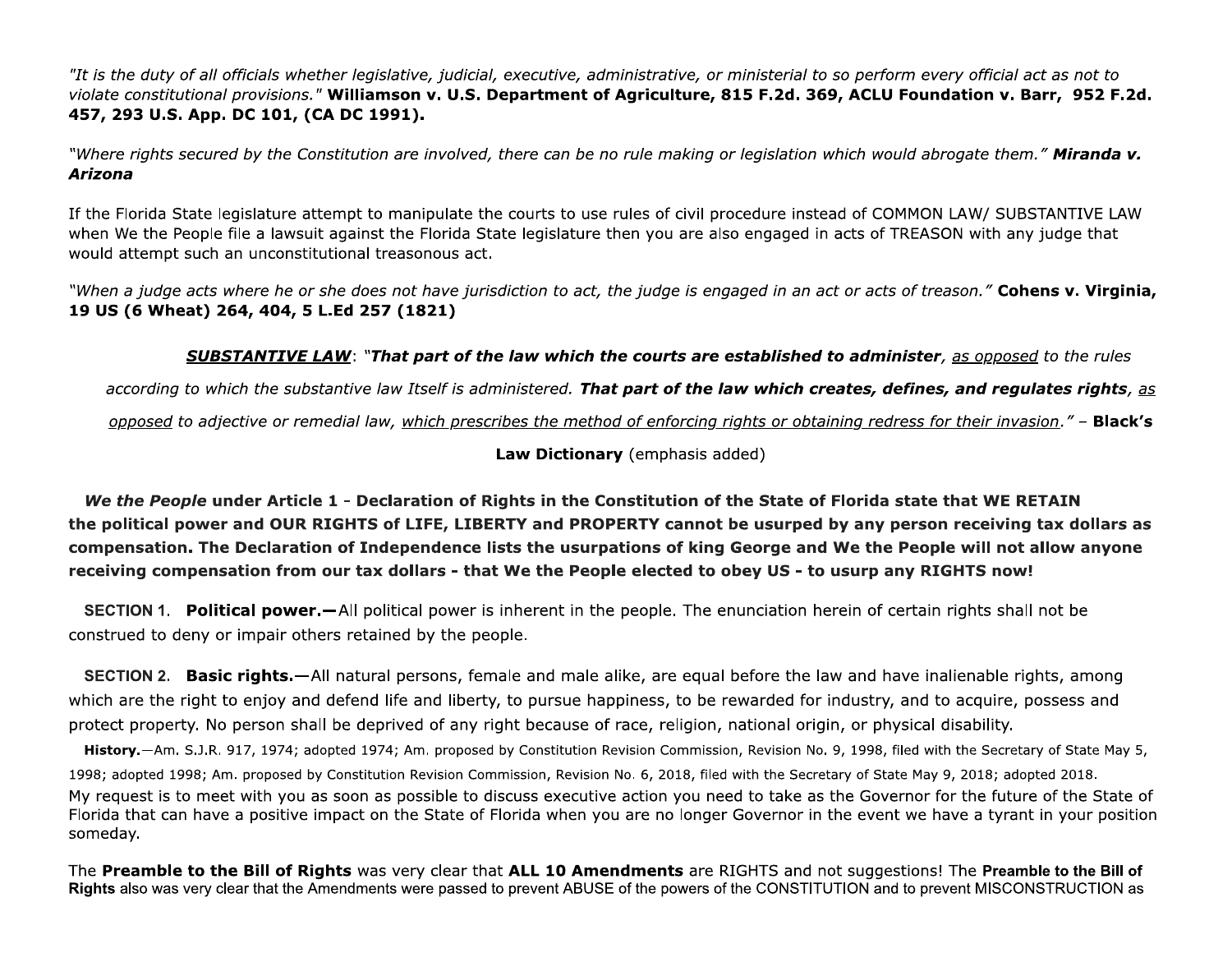*"It is the duty of all officials whether legislative, judicial, executive, administrative, or ministerial to so perform every official act as not to violate constitutional provisions."* **Williamson v. U.S. Department of Agriculture, 815 F.2d. 369, ACLU Foundation v. Barr, 952 F.2d. 457, 293 U.S. App. DC 101, (CA DC 1991).**

*"Where rights secured by the Constitution are involved, there can be no rule making or legislation which would abrogate them."* ***Miranda v. Arizona***

If the Florida State legislature attempt to manipulate the courts to use rules of civil procedure instead of COMMON LAW/ SUBSTANTIVE LAW when We the People file a lawsuit against the Florida State legislature then you are also engaged in acts of TREASON with any judge that would attempt such an unconstitutional treasonous act.

*"When a judge acts where he or she does not have jurisdiction to act, the judge is engaged in an act or acts of treason."* **Cohens v. Virginia, 19 US (6 Wheat) 264, 404, 5 L.Ed 257 (1821)**

> ***<u>SUBSTANTIVE LAW</u>***: *"**That part of the law which the courts are established to administer**, <u>as opposed</u> to the rules according to which the substantive law Itself is administered. **That part of the law which creates, defines, and regulates rights**, <u>as opposed</u> to adjective or remedial law, <u>which prescribes the method of enforcing rights or obtaining redress for their invasion</u>."* – **Black's Law Dictionary** (emphasis added)

***We the People*** **under Article 1 - Declaration of Rights in the Constitution of the State of Florida state that WE RETAIN the political power and OUR RIGHTS of LIFE, LIBERTY and PROPERTY cannot be usurped by any person receiving tax dollars as compensation. The Declaration of Independence lists the usurpations of king George and We the People will not allow anyone receiving compensation from our tax dollars - that We the People elected to obey US - to usurp any RIGHTS now!**

**SECTION 1. Political power.—**All political power is inherent in the people. The enunciation herein of certain rights shall not be construed to deny or impair others retained by the people.

**SECTION 2. Basic rights.—**All natural persons, female and male alike, are equal before the law and have inalienable rights, among which are the right to enjoy and defend life and liberty, to pursue happiness, to be rewarded for industry, and to acquire, possess and protect property. No person shall be deprived of any right because of race, religion, national origin, or physical disability.

**History.**—Am. S.J.R. 917, 1974; adopted 1974; Am. proposed by Constitution Revision Commission, Revision No. 9, 1998, filed with the Secretary of State May 5, 1998; adopted 1998; Am. proposed by Constitution Revision Commission, Revision No. 6, 2018, filed with the Secretary of State May 9, 2018; adopted 2018.

My request is to meet with you as soon as possible to discuss executive action you need to take as the Governor for the future of the State of Florida that can have a positive impact on the State of Florida when you are no longer Governor in the event we have a tyrant in your position someday.

The **Preamble to the Bill of Rights** was very clear that **ALL 10 Amendments** are RIGHTS and not suggestions! The **Preamble to the Bill of Rights** also was very clear that the Amendments were passed to prevent ABUSE of the powers of the CONSTITUTION and to prevent MISCONSTRUCTION as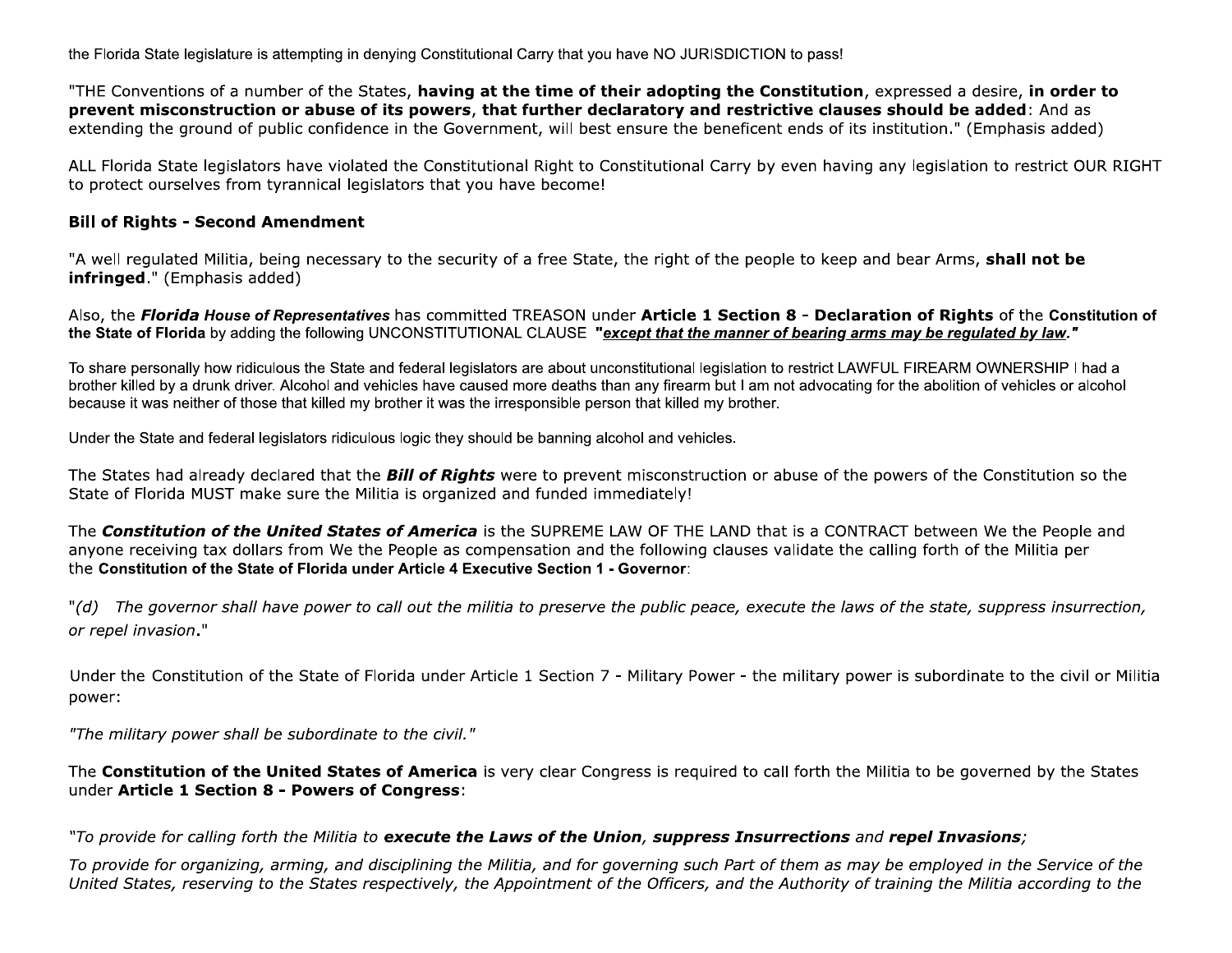the Florida State legislature is attempting in denying Constitutional Carry that you have NO JURISDICTION to pass!

"THE Conventions of a number of the States, **having at the time of their adopting the Constitution**, expressed a desire, **in order to prevent misconstruction or abuse of its powers**, **that further declaratory and restrictive clauses should be added**: And as extending the ground of public confidence in the Government, will best ensure the beneficent ends of its institution." (Emphasis added)

ALL Florida State legislators have violated the Constitutional Right to Constitutional Carry by even having any legislation to restrict OUR RIGHT to protect ourselves from tyrannical legislators that you have become!

**Bill of Rights - Second Amendment**

"A well regulated Militia, being necessary to the security of a free State, the right of the people to keep and bear Arms, **shall not be infringed**." (Emphasis added)

Also, the ***Florida House of Representatives*** has committed TREASON under **Article 1 Section 8 - Declaration of Rights** of the **Constitution of the State of Florida** by adding the following UNCONSTITUTIONAL CLAUSE ***"except that the manner of bearing arms may be regulated by law."***

To share personally how ridiculous the State and federal legislators are about unconstitutional legislation to restrict LAWFUL FIREARM OWNERSHIP I had a brother killed by a drunk driver. Alcohol and vehicles have caused more deaths than any firearm but I am not advocating for the abolition of vehicles or alcohol because it was neither of those that killed my brother it was the irresponsible person that killed my brother.

Under the State and federal legislators ridiculous logic they should be banning alcohol and vehicles.

The States had already declared that the ***Bill of Rights*** were to prevent misconstruction or abuse of the powers of the Constitution so the State of Florida MUST make sure the Militia is organized and funded immediately!

The ***Constitution of the United States of America*** is the SUPREME LAW OF THE LAND that is a CONTRACT between We the People and anyone receiving tax dollars from We the People as compensation and the following clauses validate the calling forth of the Militia per the **Constitution of the State of Florida under Article 4 Executive Section 1 - Governor**:

"*(d) The governor shall have power to call out the militia to preserve the public peace, execute the laws of the state, suppress insurrection, or repel invasion*."

Under the Constitution of the State of Florida under Article 1 Section 7 - Military Power - the military power is subordinate to the civil or Militia power:

*"The military power shall be subordinate to the civil."*

The **Constitution of the United States of America** is very clear Congress is required to call forth the Militia to be governed by the States under **Article 1 Section 8 - Powers of Congress**:

*"To provide for calling forth the Militia to **execute the Laws of the Union**, **suppress Insurrections** and **repel Invasions**;*

*To provide for organizing, arming, and disciplining the Militia, and for governing such Part of them as may be employed in the Service of the United States, reserving to the States respectively, the Appointment of the Officers, and the Authority of training the Militia according to the*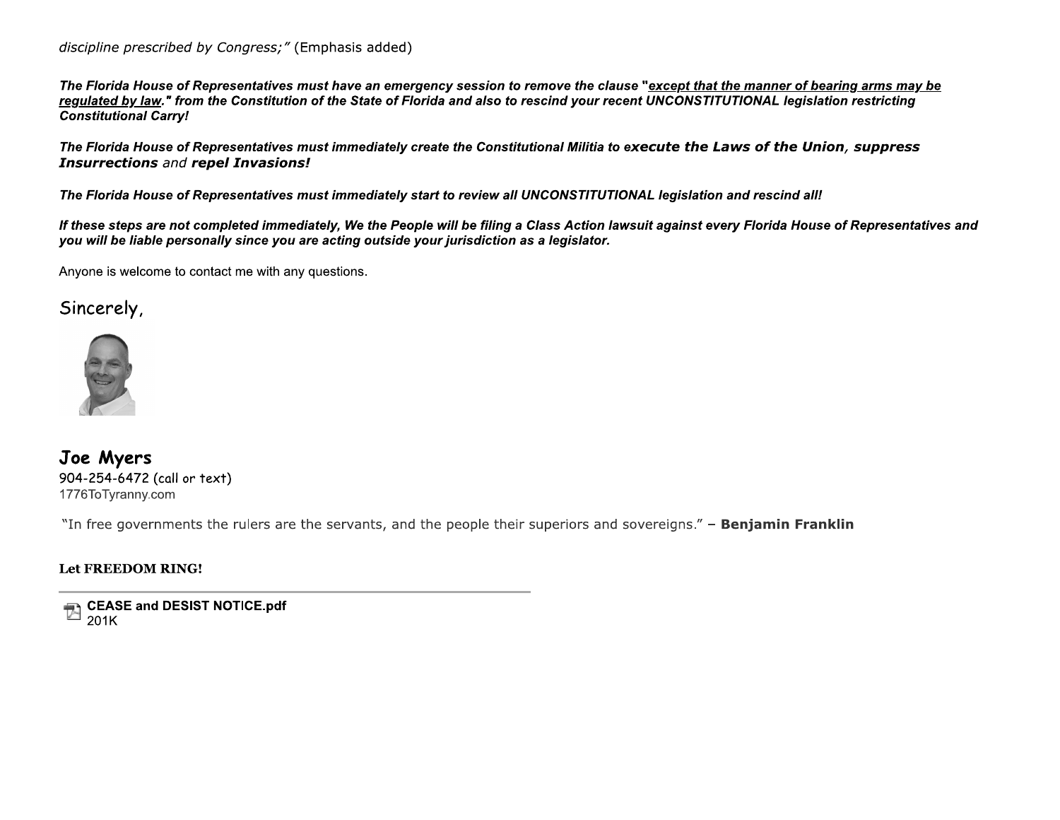*discipline prescribed by Congress;"* (Emphasis added)

***The Florida House of Representatives must have an emergency session to remove the clause "<u>except that the manner of bearing arms may be regulated by law</u>." from the Constitution of the State of Florida and also to rescind your recent UNCONSTITUTIONAL legislation restricting Constitutional Carry!***

***The Florida House of Representatives must immediately create the Constitutional Militia to execute the Laws of the Union, suppress Insurrections and repel Invasions!***

***The Florida House of Representatives must immediately start to review all UNCONSTITUTIONAL legislation and rescind all!***

***If these steps are not completed immediately, We the People will be filing a Class Action lawsuit against every Florida House of Representatives and you will be liable personally since you are acting outside your jurisdiction as a legislator.***

Anyone is welcome to contact me with any questions.

Sincerely,

**Joe Myers**
904-254-6472 (call or text)
1776ToTyranny.com

"In free governments the rulers are the servants, and the people their superiors and sovereigns." – **Benjamin Franklin**

**Let FREEDOM RING!**

---

**CEASE and DESIST NOTICE.pdf**
201K